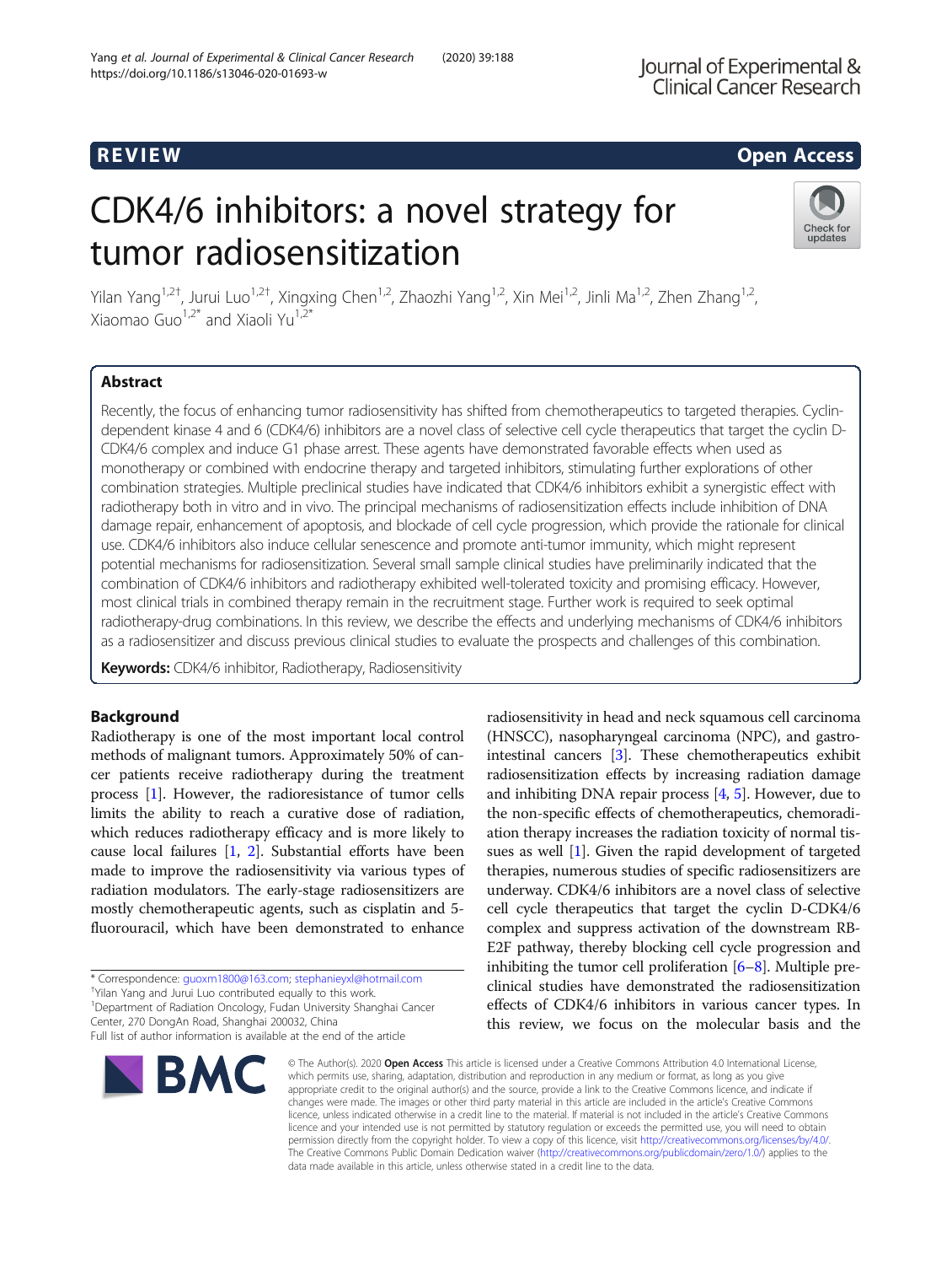REVIEW

Open Access

# CDK4/6 inhibitors: a novel strategy for tumor radiosensitization

Yilan Yang[1,2†], Jurui Luo[1,2†], Xingxing Chen[1,2], Zhaozhi Yang[1,2], Xin Mei[1,2], Jinli Ma[1,2], Zhen Zhang[1,2], Xiaomao Guo[1,2*] and Xiaoli Yu[1,2*]

## Abstract

Recently, the focus of enhancing tumor radiosensitivity has shifted from chemotherapeutics to targeted therapies. Cyclin-dependent kinase 4 and 6 (CDK4/6) inhibitors are a novel class of selective cell cycle therapeutics that target the cyclin D-CDK4/6 complex and induce G1 phase arrest. These agents have demonstrated favorable effects when used as monotherapy or combined with endocrine therapy and targeted inhibitors, stimulating further explorations of other combination strategies. Multiple preclinical studies have indicated that CDK4/6 inhibitors exhibit a synergistic effect with radiotherapy both in vitro and in vivo. The principal mechanisms of radiosensitization effects include inhibition of DNA damage repair, enhancement of apoptosis, and blockade of cell cycle progression, which provide the rationale for clinical use. CDK4/6 inhibitors also induce cellular senescence and promote anti-tumor immunity, which might represent potential mechanisms for radiosensitization. Several small sample clinical studies have preliminarily indicated that the combination of CDK4/6 inhibitors and radiotherapy exhibited well-tolerated toxicity and promising efficacy. However, most clinical trials in combined therapy remain in the recruitment stage. Further work is required to seek optimal radiotherapy-drug combinations. In this review, we describe the effects and underlying mechanisms of CDK4/6 inhibitors as a radiosensitizer and discuss previous clinical studies to evaluate the prospects and challenges of this combination.

**Keywords:** CDK4/6 inhibitor, Radiotherapy, Radiosensitivity

## Background

Radiotherapy is one of the most important local control methods of malignant tumors. Approximately 50% of cancer patients receive radiotherapy during the treatment process [1]. However, the radioresistance of tumor cells limits the ability to reach a curative dose of radiation, which reduces radiotherapy efficacy and is more likely to cause local failures [1, 2]. Substantial efforts have been made to improve the radiosensitivity via various types of radiation modulators. The early-stage radiosensitizers are mostly chemotherapeutic agents, such as cisplatin and 5-fluorouracil, which have been demonstrated to enhance radiosensitivity in head and neck squamous cell carcinoma (HNSCC), nasopharyngeal carcinoma (NPC), and gastrointestinal cancers [3]. These chemotherapeutics exhibit radiosensitization effects by increasing radiation damage and inhibiting DNA repair process [4, 5]. However, due to the non-specific effects of chemotherapeutics, chemoradiation therapy increases the radiation toxicity of normal tissues as well [1]. Given the rapid development of targeted therapies, numerous studies of specific radiosensitizers are underway. CDK4/6 inhibitors are a novel class of selective cell cycle therapeutics that target the cyclin D-CDK4/6 complex and suppress activation of the downstream RB-E2F pathway, thereby blocking cell cycle progression and inhibiting the tumor cell proliferation [6–8]. Multiple preclinical studies have demonstrated the radiosensitization effects of CDK4/6 inhibitors in various cancer types. In this review, we focus on the molecular basis and the

\* Correspondence: guoxm1800@163.com; stephanieyxl@hotmail.com
†Yilan Yang and Jurui Luo contributed equally to this work.
[1]Department of Radiation Oncology, Fudan University Shanghai Cancer Center, 270 DongAn Road, Shanghai 200032, China
Full list of author information is available at the end of the article

© The Author(s). 2020 **Open Access** This article is licensed under a Creative Commons Attribution 4.0 International License, which permits use, sharing, adaptation, distribution and reproduction in any medium or format, as long as you give appropriate credit to the original author(s) and the source, provide a link to the Creative Commons licence, and indicate if changes were made. The images or other third party material in this article are included in the article's Creative Commons licence, unless indicated otherwise in a credit line to the material. If material is not included in the article's Creative Commons licence and your intended use is not permitted by statutory regulation or exceeds the permitted use, you will need to obtain permission directly from the copyright holder. To view a copy of this licence, visit http://creativecommons.org/licenses/by/4.0/. The Creative Commons Public Domain Dedication waiver (http://creativecommons.org/publicdomain/zero/1.0/) applies to the data made available in this article, unless otherwise stated in a credit line to the data.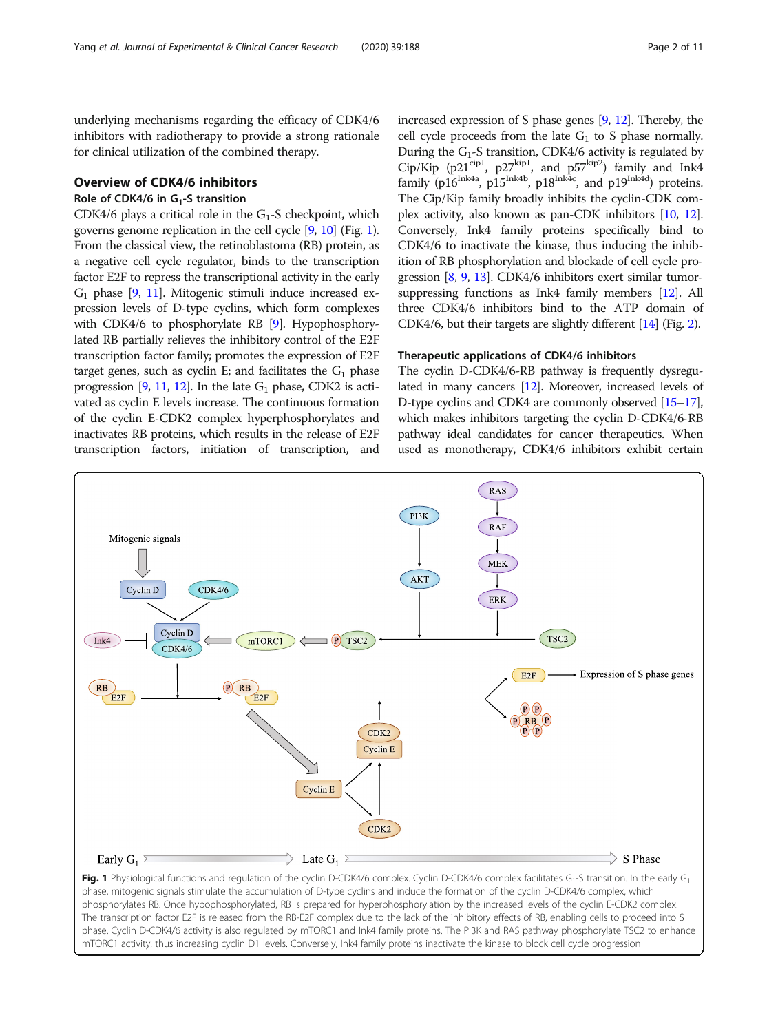underlying mechanisms regarding the efficacy of CDK4/6 inhibitors with radiotherapy to provide a strong rationale for clinical utilization of the combined therapy.

## Overview of CDK4/6 inhibitors

### Role of CDK4/6 in $G_1$-S transition

CDK4/6 plays a critical role in the $G_1$-S checkpoint, which governs genome replication in the cell cycle [9, 10] (Fig. 1). From the classical view, the retinoblastoma (RB) protein, as a negative cell cycle regulator, binds to the transcription factor E2F to repress the transcriptional activity in the early $G_1$ phase [9, 11]. Mitogenic stimuli induce increased expression levels of D-type cyclins, which form complexes with CDK4/6 to phosphorylate RB [9]. Hypophosphorylated RB partially relieves the inhibitory control of the E2F transcription factor family; promotes the expression of E2F target genes, such as cyclin E; and facilitates the $G_1$ phase progression [9, 11, 12]. In the late $G_1$ phase, CDK2 is activated as cyclin E levels increase. The continuous formation of the cyclin E-CDK2 complex hyperphosphorylates and inactivates RB proteins, which results in the release of E2F transcription factors, initiation of transcription, and increased expression of S phase genes [9, 12]. Thereby, the cell cycle proceeds from the late $G_1$ to S phase normally. During the $G_1$-S transition, CDK4/6 activity is regulated by Cip/Kip ($p21^{cip1}$, $p27^{kip1}$, and $p57^{kip2}$) family and Ink4 family ($p16^{Ink4a}$, $p15^{Ink4b}$, $p18^{Ink4c}$, and $p19^{Ink4d}$) proteins. The Cip/Kip family broadly inhibits the cyclin-CDK complex activity, also known as pan-CDK inhibitors [10, 12]. Conversely, Ink4 family proteins specifically bind to CDK4/6 to inactivate the kinase, thus inducing the inhibition of RB phosphorylation and blockade of cell cycle progression [8, 9, 13]. CDK4/6 inhibitors exert similar tumor-suppressing functions as Ink4 family members [12]. All three CDK4/6 inhibitors bind to the ATP domain of CDK4/6, but their targets are slightly different [14] (Fig. 2).

### Therapeutic applications of CDK4/6 inhibitors

The cyclin D-CDK4/6-RB pathway is frequently dysregulated in many cancers [12]. Moreover, increased levels of D-type cyclins and CDK4 are commonly observed [15–17], which makes inhibitors targeting the cyclin D-CDK4/6-RB pathway ideal candidates for cancer therapeutics. When used as monotherapy, CDK4/6 inhibitors exhibit certain

**Fig. 1** Physiological functions and regulation of the cyclin D-CDK4/6 complex. Cyclin D-CDK4/6 complex facilitates $G_1$-S transition. In the early $G_1$ phase, mitogenic signals stimulate the accumulation of D-type cyclins and induce the formation of the cyclin D-CDK4/6 complex, which phosphorylates RB. Once hypophosphorylated, RB is prepared for hyperphosphorylation by the increased levels of the cyclin E-CDK2 complex. The transcription factor E2F is released from the RB-E2F complex due to the lack of the inhibitory effects of RB, enabling cells to proceed into S phase. Cyclin D-CDK4/6 activity is also regulated by mTORC1 and Ink4 family proteins. The PI3K and RAS pathway phosphorylate TSC2 to enhance mTORC1 activity, thus increasing cyclin D1 levels. Conversely, Ink4 family proteins inactivate the kinase to block cell cycle progression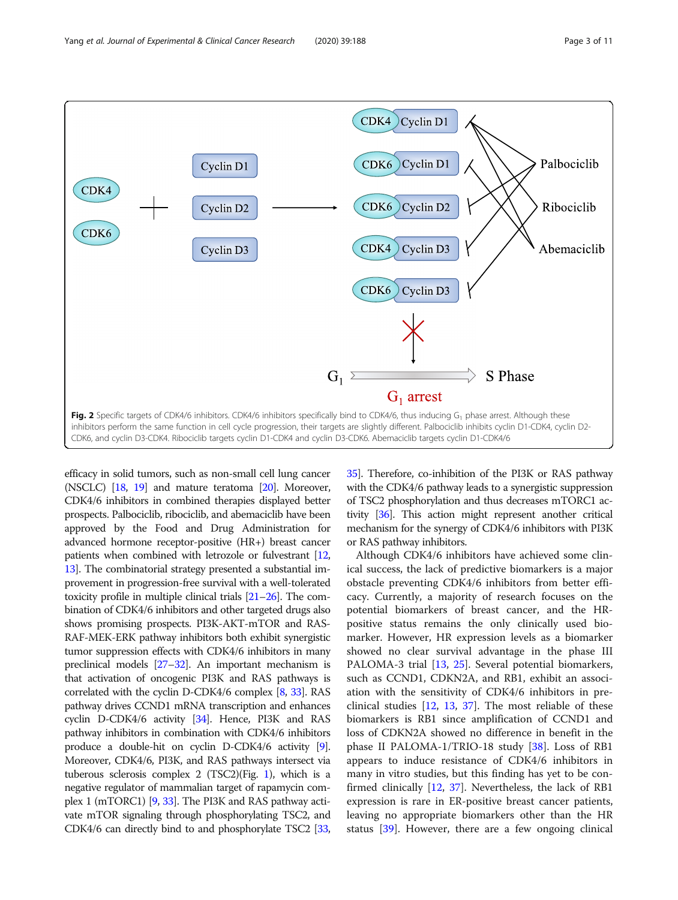**Fig. 2** Specific targets of CDK4/6 inhibitors. CDK4/6 inhibitors specifically bind to CDK4/6, thus inducing $G_1$ phase arrest. Although these inhibitors perform the same function in cell cycle progression, their targets are slightly different. Palbociclib inhibits cyclin D1-CDK4, cyclin D2-CDK6, and cyclin D3-CDK4. Ribociclib targets cyclin D1-CDK4 and cyclin D3-CDK6. Abemaciclib targets cyclin D1-CDK4/6

efficacy in solid tumors, such as non-small cell lung cancer (NSCLC) [18, 19] and mature teratoma [20]. Moreover, CDK4/6 inhibitors in combined therapies displayed better prospects. Palbociclib, ribociclib, and abemaciclib have been approved by the Food and Drug Administration for advanced hormone receptor-positive (HR+) breast cancer patients when combined with letrozole or fulvestrant [12, 13]. The combinatorial strategy presented a substantial improvement in progression-free survival with a well-tolerated toxicity profile in multiple clinical trials [21–26]. The combination of CDK4/6 inhibitors and other targeted drugs also shows promising prospects. PI3K-AKT-mTOR and RAS-RAF-MEK-ERK pathway inhibitors both exhibit synergistic tumor suppression effects with CDK4/6 inhibitors in many preclinical models [27–32]. An important mechanism is that activation of oncogenic PI3K and RAS pathways is correlated with the cyclin D-CDK4/6 complex [8, 33]. RAS pathway drives CCND1 mRNA transcription and enhances cyclin D-CDK4/6 activity [34]. Hence, PI3K and RAS pathway inhibitors in combination with CDK4/6 inhibitors produce a double-hit on cyclin D-CDK4/6 activity [9]. Moreover, CDK4/6, PI3K, and RAS pathways intersect via tuberous sclerosis complex 2 (TSC2)(Fig. 1), which is a negative regulator of mammalian target of rapamycin complex 1 (mTORC1) [9, 33]. The PI3K and RAS pathway activate mTOR signaling through phosphorylating TSC2, and CDK4/6 can directly bind to and phosphorylate TSC2 [33, 35]. Therefore, co-inhibition of the PI3K or RAS pathway with the CDK4/6 pathway leads to a synergistic suppression of TSC2 phosphorylation and thus decreases mTORC1 activity [36]. This action might represent another critical mechanism for the synergy of CDK4/6 inhibitors with PI3K or RAS pathway inhibitors.

Although CDK4/6 inhibitors have achieved some clinical success, the lack of predictive biomarkers is a major obstacle preventing CDK4/6 inhibitors from better efficacy. Currently, a majority of research focuses on the potential biomarkers of breast cancer, and the HR-positive status remains the only clinically used biomarker. However, HR expression levels as a biomarker showed no clear survival advantage in the phase III PALOMA-3 trial [13, 25]. Several potential biomarkers, such as CCND1, CDKN2A, and RB1, exhibit an association with the sensitivity of CDK4/6 inhibitors in preclinical studies [12, 13, 37]. The most reliable of these biomarkers is RB1 since amplification of CCND1 and loss of CDKN2A showed no difference in benefit in the phase II PALOMA-1/TRIO-18 study [38]. Loss of RB1 appears to induce resistance of CDK4/6 inhibitors in many in vitro studies, but this finding has yet to be confirmed clinically [12, 37]. Nevertheless, the lack of RB1 expression is rare in ER-positive breast cancer patients, leaving no appropriate biomarkers other than the HR status [39]. However, there are a few ongoing clinical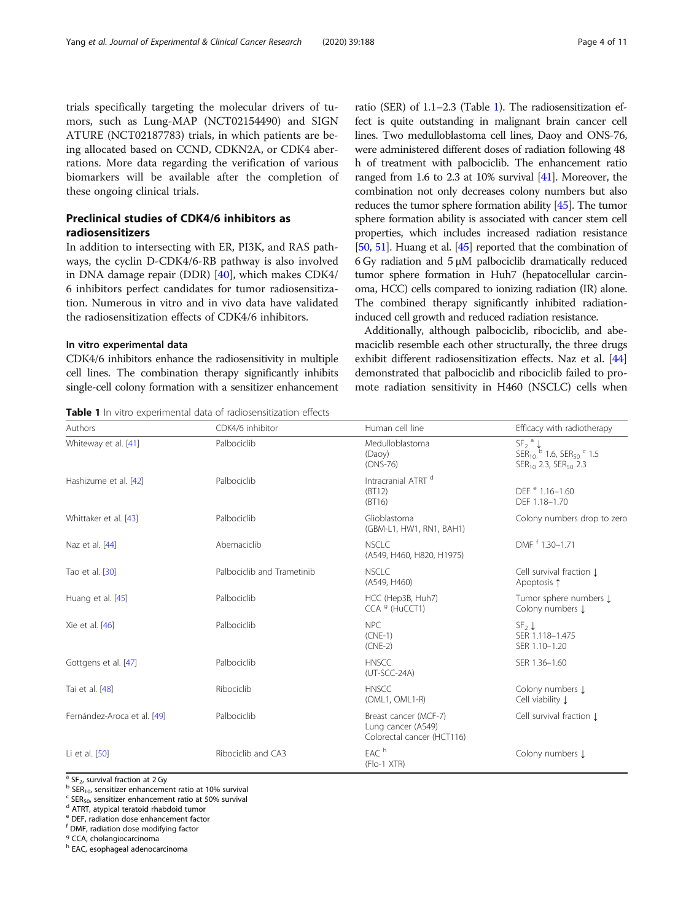trials specifically targeting the molecular drivers of tumors, such as Lung-MAP (NCT02154490) and SIGNATURE (NCT02187783) trials, in which patients are being allocated based on CCND, CDKN2A, or CDK4 aberrations. More data regarding the verification of various biomarkers will be available after the completion of these ongoing clinical trials.

## Preclinical studies of CDK4/6 inhibitors as radiosensitizers

In addition to intersecting with ER, PI3K, and RAS pathways, the cyclin D-CDK4/6-RB pathway is also involved in DNA damage repair (DDR) [40], which makes CDK4/6 inhibitors perfect candidates for tumor radiosensitization. Numerous in vitro and in vivo data have validated the radiosensitization effects of CDK4/6 inhibitors.

### In vitro experimental data

CDK4/6 inhibitors enhance the radiosensitivity in multiple cell lines. The combination therapy significantly inhibits single-cell colony formation with a sensitizer enhancement ratio (SER) of 1.1–2.3 (Table 1). The radiosensitization effect is quite outstanding in malignant brain cancer cell lines. Two medulloblastoma cell lines, Daoy and ONS-76, were administered different doses of radiation following 48 h of treatment with palbociclib. The enhancement ratio ranged from 1.6 to 2.3 at 10% survival [41]. Moreover, the combination not only decreases colony numbers but also reduces the tumor sphere formation ability [45]. The tumor sphere formation ability is associated with cancer stem cell properties, which includes increased radiation resistance [50, 51]. Huang et al. [45] reported that the combination of 6 Gy radiation and 5 μM palbociclib dramatically reduced tumor sphere formation in Huh7 (hepatocellular carcinoma, HCC) cells compared to ionizing radiation (IR) alone. The combined therapy significantly inhibited radiation-induced cell growth and reduced radiation resistance.

Additionally, although palbociclib, ribociclib, and abemaciclib resemble each other structurally, the three drugs exhibit different radiosensitization effects. Naz et al. [44] demonstrated that palbociclib and ribociclib failed to promote radiation sensitivity in H460 (NSCLC) cells when

**Table 1** In vitro experimental data of radiosensitization effects

| Authors | CDK4/6 inhibitor | Human cell line | Efficacy with radiotherapy |
|---|---|---|---|
| Whiteway et al. [41] | Palbociclib | Medulloblastoma (Daoy) (ONS-76) | $SF_2$ [a] ↓<br>$SER_{10}$ [b] 1.6, $SER_{50}$ [c] 1.5<br>$SER_{10}$ 2.3, $SER_{50}$ 2.3 |
| Hashizume et al. [42] | Palbociclib | Intracranial ATRT [d] (BT12) (BT16) | DEF [e] 1.16–1.60<br>DEF 1.18–1.70 |
| Whittaker et al. [43] | Palbociclib | Glioblastoma (GBM-L1, HW1, RN1, BAH1) | Colony numbers drop to zero |
| Naz et al. [44] | Abemaciclib | NSCLC (A549, H460, H820, H1975) | DMF [f] 1.30–1.71 |
| Tao et al. [30] | Palbociclib and Trametinib | NSCLC (A549, H460) | Cell survival fraction ↓<br>Apoptosis ↑ |
| Huang et al. [45] | Palbociclib | HCC (Hep3B, Huh7)<br>CCA [g] (HuCCT1) | Tumor sphere numbers ↓<br>Colony numbers ↓ |
| Xie et al. [46] | Palbociclib | NPC (CNE-1) (CNE-2) | $SF_2$ ↓<br>SER 1.118–1.475<br>SER 1.10–1.20 |
| Gottgens et al. [47] | Palbociclib | HNSCC (UT-SCC-24A) | SER 1.36–1.60 |
| Tai et al. [48] | Ribociclib | HNSCC (OML1, OML1-R) | Colony numbers ↓<br>Cell viability ↓ |
| Fernández-Aroca et al. [49] | Palbociclib | Breast cancer (MCF-7)<br>Lung cancer (A549)<br>Colorectal cancer (HCT116) | Cell survival fraction ↓ |
| Li et al. [50] | Ribociclib and CA3 | EAC [h] (Flo-1 XTR) | Colony numbers ↓ |

[a] $SF_2$, survival fraction at 2 Gy
[b] $SER_{10}$, sensitizer enhancement ratio at 10% survival
[c] $SER_{50}$, sensitizer enhancement ratio at 50% survival
[d] ATRT, atypical teratoid rhabdoid tumor
[e] DEF, radiation dose enhancement factor
[f] DMF, radiation dose modifying factor
[g] CCA, cholangiocarcinoma
[h] EAC, esophageal adenocarcinoma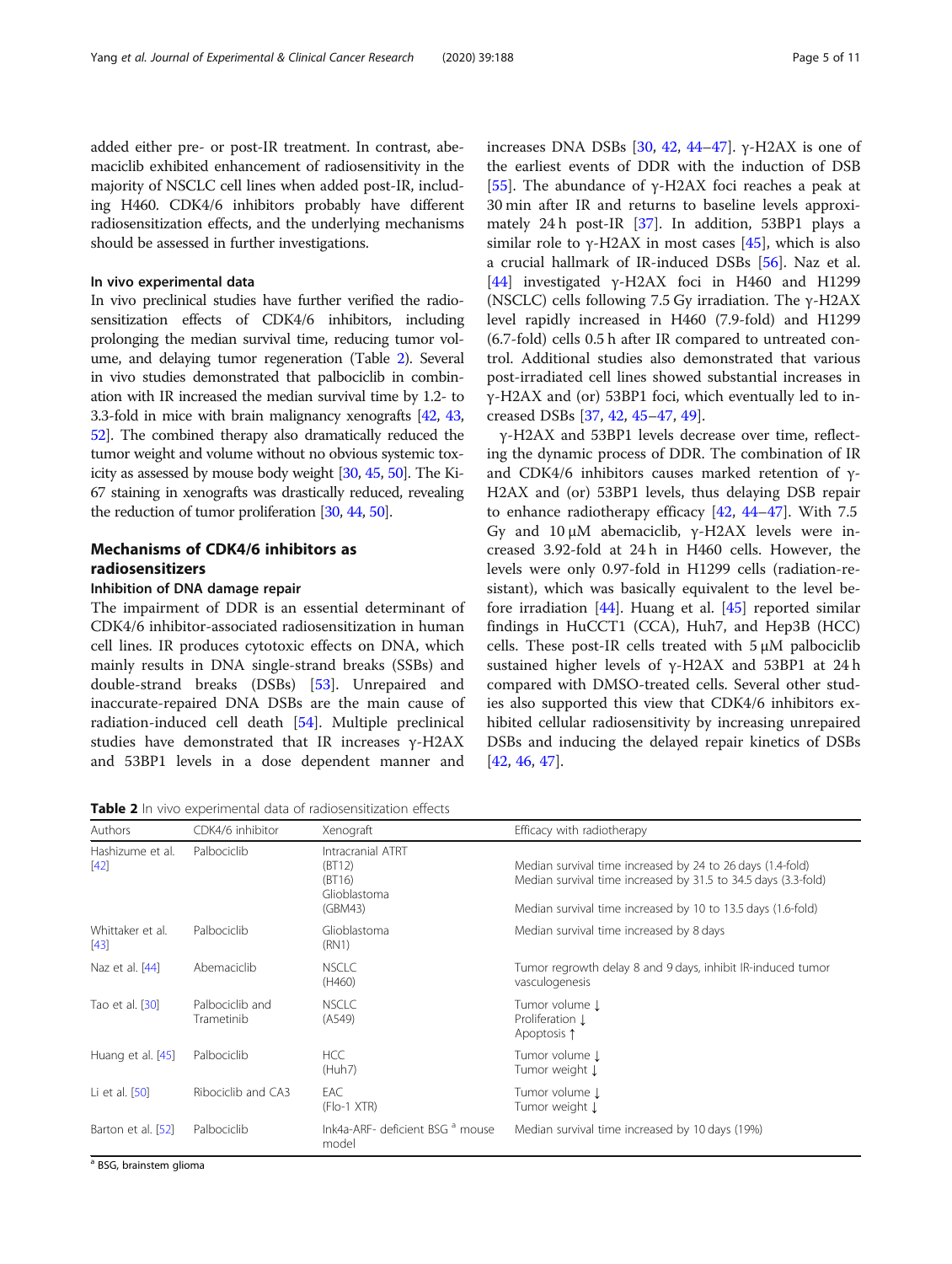added either pre- or post-IR treatment. In contrast, abemaciclib exhibited enhancement of radiosensitivity in the majority of NSCLC cell lines when added post-IR, including H460. CDK4/6 inhibitors probably have different radiosensitization effects, and the underlying mechanisms should be assessed in further investigations.

#### In vivo experimental data

In vivo preclinical studies have further verified the radiosensitization effects of CDK4/6 inhibitors, including prolonging the median survival time, reducing tumor volume, and delaying tumor regeneration (Table 2). Several in vivo studies demonstrated that palbociclib in combination with IR increased the median survival time by 1.2- to 3.3-fold in mice with brain malignancy xenografts [42, 43, 52]. The combined therapy also dramatically reduced the tumor weight and volume without no obvious systemic toxicity as assessed by mouse body weight [30, 45, 50]. The Ki-67 staining in xenografts was drastically reduced, revealing the reduction of tumor proliferation [30, 44, 50].

## Mechanisms of CDK4/6 inhibitors as radiosensitizers

### Inhibition of DNA damage repair

The impairment of DDR is an essential determinant of CDK4/6 inhibitor-associated radiosensitization in human cell lines. IR produces cytotoxic effects on DNA, which mainly results in DNA single-strand breaks (SSBs) and double-strand breaks (DSBs) [53]. Unrepaired and inaccurate-repaired DNA DSBs are the main cause of radiation-induced cell death [54]. Multiple preclinical studies have demonstrated that IR increases γ-H2AX and 53BP1 levels in a dose dependent manner and increases DNA DSBs [30, 42, 44–47]. γ-H2AX is one of the earliest events of DDR with the induction of DSB [55]. The abundance of γ-H2AX foci reaches a peak at 30 min after IR and returns to baseline levels approximately 24 h post-IR [37]. In addition, 53BP1 plays a similar role to γ-H2AX in most cases [45], which is also a crucial hallmark of IR-induced DSBs [56]. Naz et al. [44] investigated γ-H2AX foci in H460 and H1299 (NSCLC) cells following 7.5 Gy irradiation. The γ-H2AX level rapidly increased in H460 (7.9-fold) and H1299 (6.7-fold) cells 0.5 h after IR compared to untreated control. Additional studies also demonstrated that various post-irradiated cell lines showed substantial increases in γ-H2AX and (or) 53BP1 foci, which eventually led to increased DSBs [37, 42, 45–47, 49].

γ-H2AX and 53BP1 levels decrease over time, reflecting the dynamic process of DDR. The combination of IR and CDK4/6 inhibitors causes marked retention of γ-H2AX and (or) 53BP1 levels, thus delaying DSB repair to enhance radiotherapy efficacy [42, 44–47]. With 7.5 Gy and 10 μM abemaciclib, γ-H2AX levels were increased 3.92-fold at 24 h in H460 cells. However, the levels were only 0.97-fold in H1299 cells (radiation-resistant), which was basically equivalent to the level before irradiation [44]. Huang et al. [45] reported similar findings in HuCCT1 (CCA), Huh7, and Hep3B (HCC) cells. These post-IR cells treated with 5 μM palbociclib sustained higher levels of γ-H2AX and 53BP1 at 24 h compared with DMSO-treated cells. Several other studies also supported this view that CDK4/6 inhibitors exhibited cellular radiosensitivity by increasing unrepaired DSBs and inducing the delayed repair kinetics of DSBs [42, 46, 47].

**Table 2** In vivo experimental data of radiosensitization effects

| Authors | CDK4/6 inhibitor | Xenograft | Efficacy with radiotherapy |
|---|---|---|---|
| Hashizume et al. [42] | Palbociclib | Intracranial ATRT (BT12) (BT16) | Median survival time increased by 24 to 26 days (1.4-fold) Median survival time increased by 31.5 to 34.5 days (3.3-fold) |
| | | Glioblastoma (GBM43) | Median survival time increased by 10 to 13.5 days (1.6-fold) |
| Whittaker et al. [43] | Palbociclib | Glioblastoma (RN1) | Median survival time increased by 8 days |
| Naz et al. [44] | Abemaciclib | NSCLC (H460) | Tumor regrowth delay 8 and 9 days, inhibit IR-induced tumor vasculogenesis |
| Tao et al. [30] | Palbociclib and Trametinib | NSCLC (A549) | Tumor volume ↓ Proliferation ↓ Apoptosis ↑ |
| Huang et al. [45] | Palbociclib | HCC (Huh7) | Tumor volume ↓ Tumor weight ↓ |
| Li et al. [50] | Ribociclib and CA3 | EAC (Flo-1 XTR) | Tumor volume ↓ Tumor weight ↓ |
| Barton et al. [52] | Palbociclib | Ink4a-ARF- deficient BSG [a] mouse model | Median survival time increased by 10 days (19%) |

[a] BSG, brainstem glioma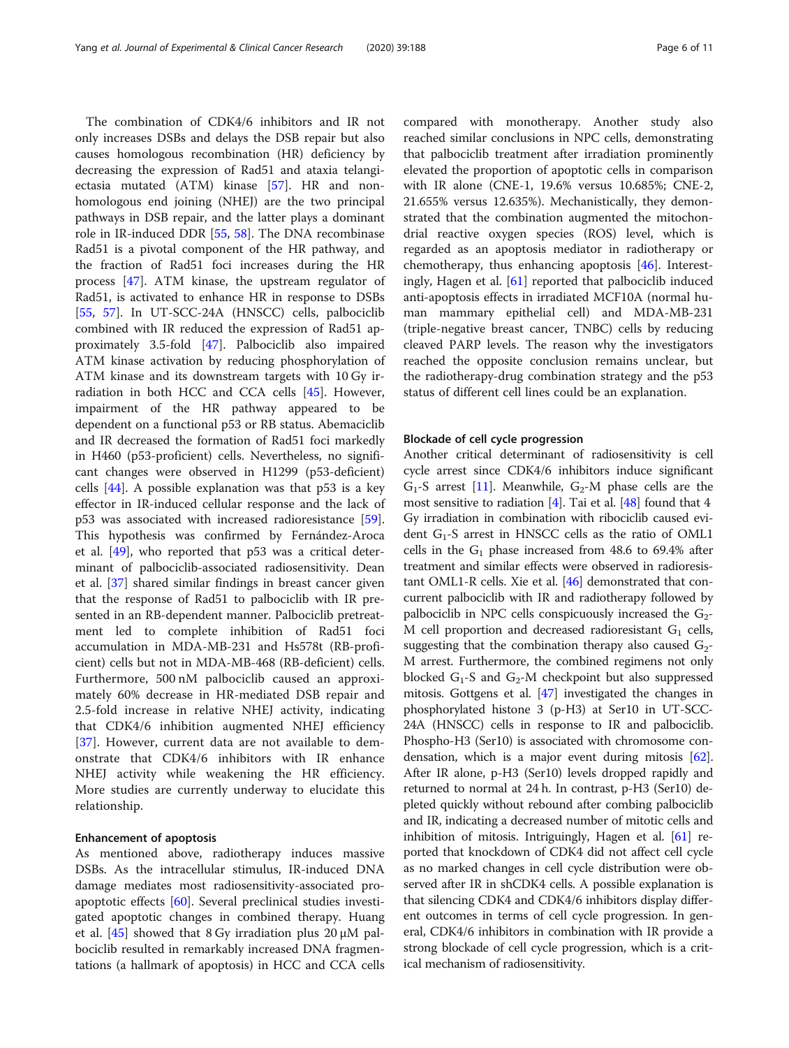The combination of CDK4/6 inhibitors and IR not only increases DSBs and delays the DSB repair but also causes homologous recombination (HR) deficiency by decreasing the expression of Rad51 and ataxia telangiectasia mutated (ATM) kinase [57]. HR and non-homologous end joining (NHEJ) are the two principal pathways in DSB repair, and the latter plays a dominant role in IR-induced DDR [55, 58]. The DNA recombinase Rad51 is a pivotal component of the HR pathway, and the fraction of Rad51 foci increases during the HR process [47]. ATM kinase, the upstream regulator of Rad51, is activated to enhance HR in response to DSBs [55, 57]. In UT-SCC-24A (HNSCC) cells, palbociclib combined with IR reduced the expression of Rad51 approximately 3.5-fold [47]. Palbociclib also impaired ATM kinase activation by reducing phosphorylation of ATM kinase and its downstream targets with 10 Gy irradiation in both HCC and CCA cells [45]. However, impairment of the HR pathway appeared to be dependent on a functional p53 or RB status. Abemaciclib and IR decreased the formation of Rad51 foci markedly in H460 (p53-proficient) cells. Nevertheless, no significant changes were observed in H1299 (p53-deficient) cells [44]. A possible explanation was that p53 is a key effector in IR-induced cellular response and the lack of p53 was associated with increased radioresistance [59]. This hypothesis was confirmed by Fernández-Aroca et al. [49], who reported that p53 was a critical determinant of palbociclib-associated radiosensitivity. Dean et al. [37] shared similar findings in breast cancer given that the response of Rad51 to palbociclib with IR presented in an RB-dependent manner. Palbociclib pretreatment led to complete inhibition of Rad51 foci accumulation in MDA-MB-231 and Hs578t (RB-proficient) cells but not in MDA-MB-468 (RB-deficient) cells. Furthermore, 500 nM palbociclib caused an approximately 60% decrease in HR-mediated DSB repair and 2.5-fold increase in relative NHEJ activity, indicating that CDK4/6 inhibition augmented NHEJ efficiency [37]. However, current data are not available to demonstrate that CDK4/6 inhibitors with IR enhance NHEJ activity while weakening the HR efficiency. More studies are currently underway to elucidate this relationship.

#### Enhancement of apoptosis

As mentioned above, radiotherapy induces massive DSBs. As the intracellular stimulus, IR-induced DNA damage mediates most radiosensitivity-associated proapoptotic effects [60]. Several preclinical studies investigated apoptotic changes in combined therapy. Huang et al. [45] showed that 8 Gy irradiation plus 20 μM palbociclib resulted in remarkably increased DNA fragmentations (a hallmark of apoptosis) in HCC and CCA cells compared with monotherapy. Another study also reached similar conclusions in NPC cells, demonstrating that palbociclib treatment after irradiation prominently elevated the proportion of apoptotic cells in comparison with IR alone (CNE-1, 19.6% versus 10.685%; CNE-2, 21.655% versus 12.635%). Mechanistically, they demonstrated that the combination augmented the mitochondrial reactive oxygen species (ROS) level, which is regarded as an apoptosis mediator in radiotherapy or chemotherapy, thus enhancing apoptosis [46]. Interestingly, Hagen et al. [61] reported that palbociclib induced anti-apoptosis effects in irradiated MCF10A (normal human mammary epithelial cell) and MDA-MB-231 (triple-negative breast cancer, TNBC) cells by reducing cleaved PARP levels. The reason why the investigators reached the opposite conclusion remains unclear, but the radiotherapy-drug combination strategy and the p53 status of different cell lines could be an explanation.

#### Blockade of cell cycle progression

Another critical determinant of radiosensitivity is cell cycle arrest since CDK4/6 inhibitors induce significant $G_1$-S arrest [11]. Meanwhile, $G_2$-M phase cells are the most sensitive to radiation [4]. Tai et al. [48] found that 4 Gy irradiation in combination with ribociclib caused evident $G_1$-S arrest in HNSCC cells as the ratio of OML1 cells in the $G_1$ phase increased from 48.6 to 69.4% after treatment and similar effects were observed in radioresistant OML1-R cells. Xie et al. [46] demonstrated that concurrent palbociclib with IR and radiotherapy followed by palbociclib in NPC cells conspicuously increased the $G_2$-M cell proportion and decreased radioresistant $G_1$ cells, suggesting that the combination therapy also caused $G_2$-M arrest. Furthermore, the combined regimens not only blocked $G_1$-S and $G_2$-M checkpoint but also suppressed mitosis. Gottgens et al. [47] investigated the changes in phosphorylated histone 3 (p-H3) at Ser10 in UT-SCC-24A (HNSCC) cells in response to IR and palbociclib. Phospho-H3 (Ser10) is associated with chromosome condensation, which is a major event during mitosis [62]. After IR alone, p-H3 (Ser10) levels dropped rapidly and returned to normal at 24 h. In contrast, p-H3 (Ser10) depleted quickly without rebound after combing palbociclib and IR, indicating a decreased number of mitotic cells and inhibition of mitosis. Intriguingly, Hagen et al. [61] reported that knockdown of CDK4 did not affect cell cycle as no marked changes in cell cycle distribution were observed after IR in shCDK4 cells. A possible explanation is that silencing CDK4 and CDK4/6 inhibitors display different outcomes in terms of cell cycle progression. In general, CDK4/6 inhibitors in combination with IR provide a strong blockade of cell cycle progression, which is a critical mechanism of radiosensitivity.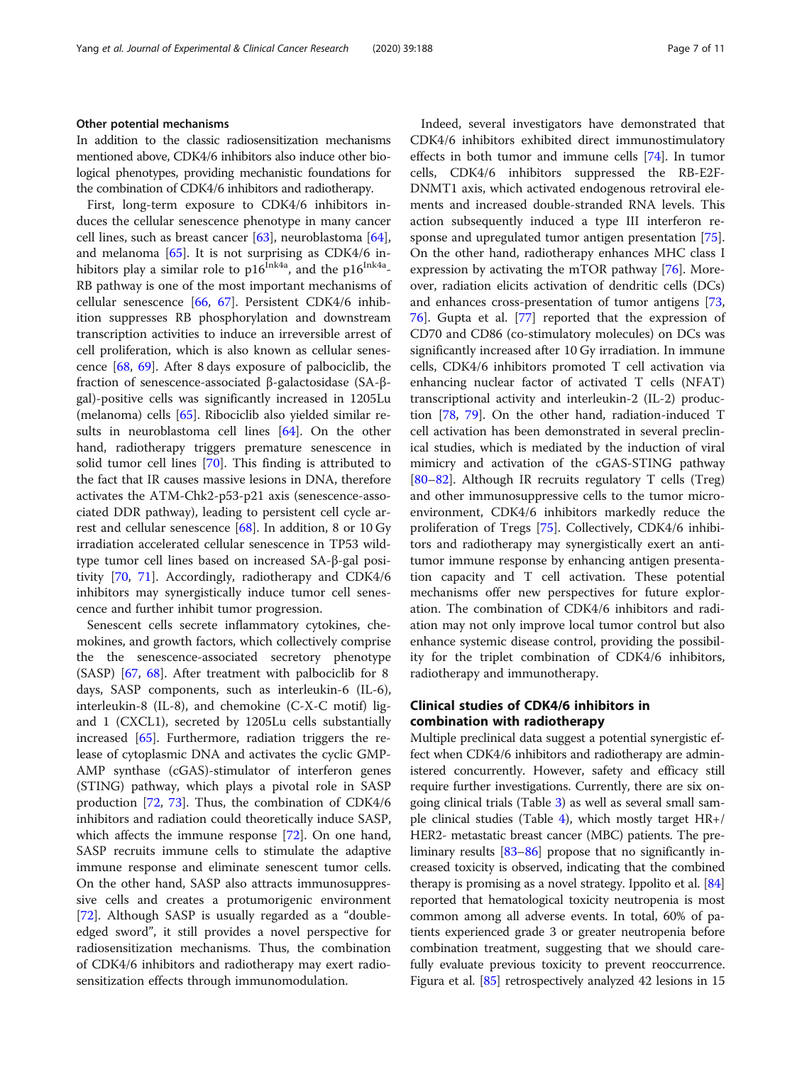### Other potential mechanisms

In addition to the classic radiosensitization mechanisms mentioned above, CDK4/6 inhibitors also induce other biological phenotypes, providing mechanistic foundations for the combination of CDK4/6 inhibitors and radiotherapy.

First, long-term exposure to CDK4/6 inhibitors induces the cellular senescence phenotype in many cancer cell lines, such as breast cancer [63], neuroblastoma [64], and melanoma [65]. It is not surprising as CDK4/6 inhibitors play a similar role to p16$^{Ink4a}$, and the p16$^{Ink4a}$-RB pathway is one of the most important mechanisms of cellular senescence [66, 67]. Persistent CDK4/6 inhibition suppresses RB phosphorylation and downstream transcription activities to induce an irreversible arrest of cell proliferation, which is also known as cellular senescence [68, 69]. After 8 days exposure of palbociclib, the fraction of senescence-associated β-galactosidase (SA-β-gal)-positive cells was significantly increased in 1205Lu (melanoma) cells [65]. Ribociclib also yielded similar results in neuroblastoma cell lines [64]. On the other hand, radiotherapy triggers premature senescence in solid tumor cell lines [70]. This finding is attributed to the fact that IR causes massive lesions in DNA, therefore activates the ATM-Chk2-p53-p21 axis (senescence-associated DDR pathway), leading to persistent cell cycle arrest and cellular senescence [68]. In addition, 8 or 10 Gy irradiation accelerated cellular senescence in TP53 wild-type tumor cell lines based on increased SA-β-gal positivity [70, 71]. Accordingly, radiotherapy and CDK4/6 inhibitors may synergistically induce tumor cell senescence and further inhibit tumor progression.

Senescent cells secrete inflammatory cytokines, chemokines, and growth factors, which collectively comprise the the senescence-associated secretory phenotype (SASP) [67, 68]. After treatment with palbociclib for 8 days, SASP components, such as interleukin-6 (IL-6), interleukin-8 (IL-8), and chemokine (C-X-C motif) ligand 1 (CXCL1), secreted by 1205Lu cells substantially increased [65]. Furthermore, radiation triggers the release of cytoplasmic DNA and activates the cyclic GMP-AMP synthase (cGAS)-stimulator of interferon genes (STING) pathway, which plays a pivotal role in SASP production [72, 73]. Thus, the combination of CDK4/6 inhibitors and radiation could theoretically induce SASP, which affects the immune response [72]. On one hand, SASP recruits immune cells to stimulate the adaptive immune response and eliminate senescent tumor cells. On the other hand, SASP also attracts immunosuppressive cells and creates a protumorigenic environment [72]. Although SASP is usually regarded as a "double-edged sword", it still provides a novel perspective for radiosensitization mechanisms. Thus, the combination of CDK4/6 inhibitors and radiotherapy may exert radiosensitization effects through immunomodulation.

Indeed, several investigators have demonstrated that CDK4/6 inhibitors exhibited direct immunostimulatory effects in both tumor and immune cells [74]. In tumor cells, CDK4/6 inhibitors suppressed the RB-E2F-DNMT1 axis, which activated endogenous retroviral elements and increased double-stranded RNA levels. This action subsequently induced a type III interferon response and upregulated tumor antigen presentation [75]. On the other hand, radiotherapy enhances MHC class I expression by activating the mTOR pathway [76]. Moreover, radiation elicits activation of dendritic cells (DCs) and enhances cross-presentation of tumor antigens [73, 76]. Gupta et al. [77] reported that the expression of CD70 and CD86 (co-stimulatory molecules) on DCs was significantly increased after 10 Gy irradiation. In immune cells, CDK4/6 inhibitors promoted T cell activation via enhancing nuclear factor of activated T cells (NFAT) transcriptional activity and interleukin-2 (IL-2) production [78, 79]. On the other hand, radiation-induced T cell activation has been demonstrated in several preclinical studies, which is mediated by the induction of viral mimicry and activation of the cGAS-STING pathway [80–82]. Although IR recruits regulatory T cells (Treg) and other immunosuppressive cells to the tumor microenvironment, CDK4/6 inhibitors markedly reduce the proliferation of Tregs [75]. Collectively, CDK4/6 inhibitors and radiotherapy may synergistically exert an antitumor immune response by enhancing antigen presentation capacity and T cell activation. These potential mechanisms offer new perspectives for future exploration. The combination of CDK4/6 inhibitors and radiation may not only improve local tumor control but also enhance systemic disease control, providing the possibility for the triplet combination of CDK4/6 inhibitors, radiotherapy and immunotherapy.

## Clinical studies of CDK4/6 inhibitors in combination with radiotherapy

Multiple preclinical data suggest a potential synergistic effect when CDK4/6 inhibitors and radiotherapy are administered concurrently. However, safety and efficacy still require further investigations. Currently, there are six ongoing clinical trials (Table 3) as well as several small sample clinical studies (Table 4), which mostly target HR+/HER2- metastatic breast cancer (MBC) patients. The preliminary results [83–86] propose that no significantly increased toxicity is observed, indicating that the combined therapy is promising as a novel strategy. Ippolito et al. [84] reported that hematological toxicity neutropenia is most common among all adverse events. In total, 60% of patients experienced grade 3 or greater neutropenia before combination treatment, suggesting that we should carefully evaluate previous toxicity to prevent reoccurrence. Figura et al. [85] retrospectively analyzed 42 lesions in 15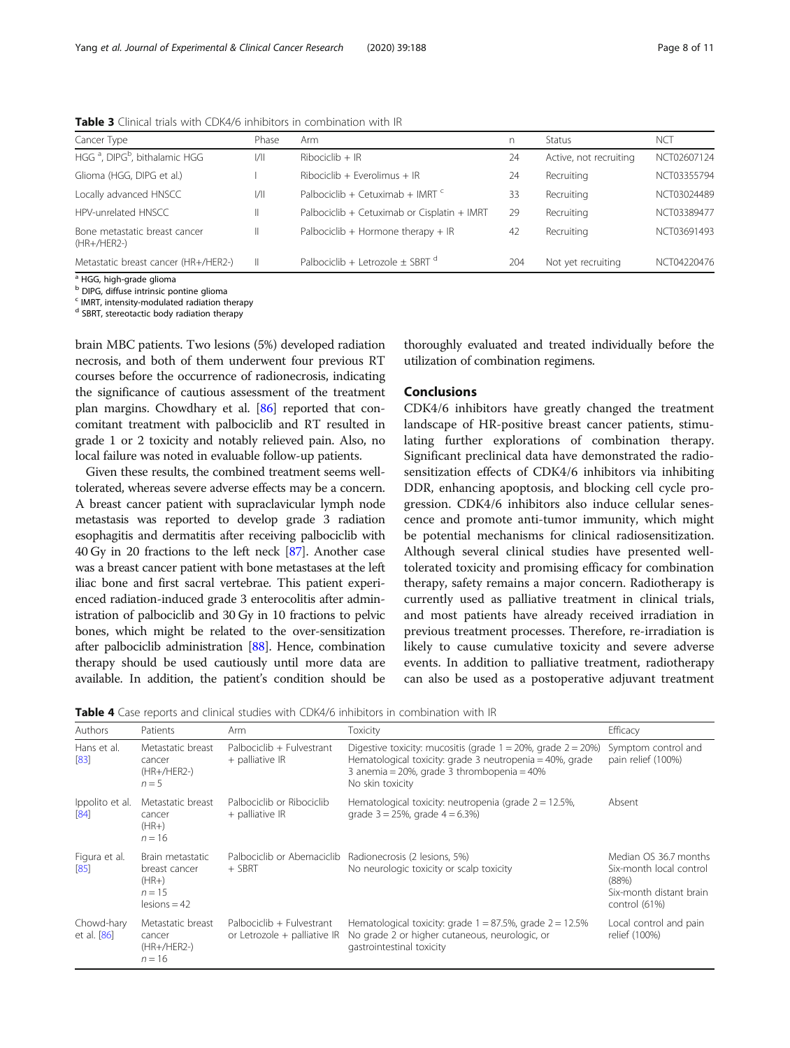**Table 3** Clinical trials with CDK4/6 inhibitors in combination with IR

| Cancer Type | Phase | Arm | n | Status | NCT |
|---|---|---|---|---|---|
| HGG [a], DIPG[b], bithalamic HGG | I/II | Ribociclib + IR | 24 | Active, not recruiting | NCT02607124 |
| Glioma (HGG, DIPG et al.) | I | Ribociclib + Everolimus + IR | 24 | Recruiting | NCT03355794 |
| Locally advanced HNSCC | I/II | Palbociclib + Cetuximab + IMRT [c] | 33 | Recruiting | NCT03024489 |
| HPV-unrelated HNSCC | II | Palbociclib + Cetuximab or Cisplatin + IMRT | 29 | Recruiting | NCT03389477 |
| Bone metastatic breast cancer (HR+/HER2-) | II | Palbociclib + Hormone therapy + IR | 42 | Recruiting | NCT03691493 |
| Metastatic breast cancer (HR+/HER2-) | II | Palbociclib + Letrozole ± SBRT [d] | 204 | Not yet recruiting | NCT04220476 |

[a] HGG, high-grade glioma
[b] DIPG, diffuse intrinsic pontine glioma
[c] IMRT, intensity-modulated radiation therapy
[d] SBRT, stereotactic body radiation therapy

brain MBC patients. Two lesions (5%) developed radiation necrosis, and both of them underwent four previous RT courses before the occurrence of radionecrosis, indicating the significance of cautious assessment of the treatment plan margins. Chowdhary et al. [86] reported that concomitant treatment with palbociclib and RT resulted in grade 1 or 2 toxicity and notably relieved pain. Also, no local failure was noted in evaluable follow-up patients.

Given these results, the combined treatment seems well-tolerated, whereas severe adverse effects may be a concern. A breast cancer patient with supraclavicular lymph node metastasis was reported to develop grade 3 radiation esophagitis and dermatitis after receiving palbociclib with 40 Gy in 20 fractions to the left neck [87]. Another case was a breast cancer patient with bone metastases at the left iliac bone and first sacral vertebrae. This patient experienced radiation-induced grade 3 enterocolitis after administration of palbociclib and 30 Gy in 10 fractions to pelvic bones, which might be related to the over-sensitization after palbociclib administration [88]. Hence, combination therapy should be used cautiously until more data are available. In addition, the patient's condition should be thoroughly evaluated and treated individually before the utilization of combination regimens.

## Conclusions

CDK4/6 inhibitors have greatly changed the treatment landscape of HR-positive breast cancer patients, stimulating further explorations of combination therapy. Significant preclinical data have demonstrated the radiosensitization effects of CDK4/6 inhibitors via inhibiting DDR, enhancing apoptosis, and blocking cell cycle progression. CDK4/6 inhibitors also induce cellular senescence and promote anti-tumor immunity, which might be potential mechanisms for clinical radiosensitization. Although several clinical studies have presented well-tolerated toxicity and promising efficacy for combination therapy, safety remains a major concern. Radiotherapy is currently used as palliative treatment in clinical trials, and most patients have already received irradiation in previous treatment processes. Therefore, re-irradiation is likely to cause cumulative toxicity and severe adverse events. In addition to palliative treatment, radiotherapy can also be used as a postoperative adjuvant treatment

**Table 4** Case reports and clinical studies with CDK4/6 inhibitors in combination with IR

| Authors | Patients | Arm | Toxicity | Efficacy |
|---|---|---|---|---|
| Hans et al. [83] | Metastatic breast cancer (HR+/HER2-) $n = 5$ | Palbociclib + Fulvestrant + palliative IR | Digestive toxicity: mucositis (grade 1 = 20%, grade 2 = 20%) Hematological toxicity: grade 3 neutropenia = 40%, grade 3 anemia = 20%, grade 3 thrombopenia = 40% No skin toxicity | Symptom control and pain relief (100%) |
| Ippolito et al. [84] | Metastatic breast cancer (HR+) $n = 16$ | Palbociclib or Ribociclib + palliative IR | Hematological toxicity: neutropenia (grade 2 = 12.5%, grade 3 = 25%, grade 4 = 6.3%) | Absent |
| Figura et al. [85] | Brain metastatic breast cancer (HR+) $n = 15$ lesions = 42 | Palbociclib or Abemaciclib + SBRT | Radionecrosis (2 lesions, 5%) No neurologic toxicity or scalp toxicity | Median OS 36.7 months Six-month local control (88%) Six-month distant brain control (61%) |
| Chowd-hary et al. [86] | Metastatic breast cancer (HR+/HER2-) $n = 16$ | Palbociclib + Fulvestrant or Letrozole + palliative IR | Hematological toxicity: grade 1 = 87.5%, grade 2 = 12.5% No grade 2 or higher cutaneous, neurologic, or gastrointestinal toxicity | Local control and pain relief (100%) |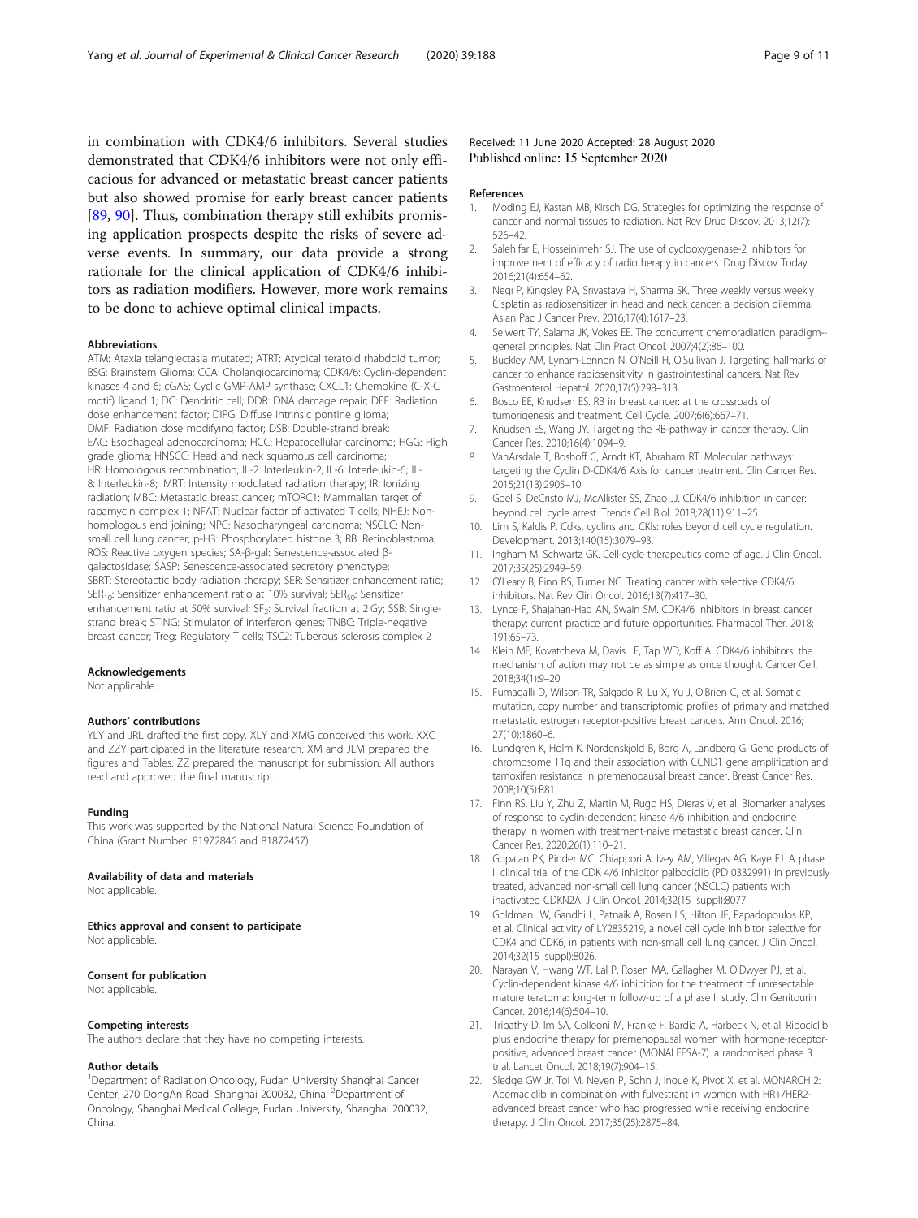in combination with CDK4/6 inhibitors. Several studies demonstrated that CDK4/6 inhibitors were not only efficacious for advanced or metastatic breast cancer patients but also showed promise for early breast cancer patients [89, 90]. Thus, combination therapy still exhibits promising application prospects despite the risks of severe adverse events. In summary, our data provide a strong rationale for the clinical application of CDK4/6 inhibitors as radiation modifiers. However, more work remains to be done to achieve optimal clinical impacts.

#### Abbreviations

ATM: Ataxia telangiectasia mutated; ATRT: Atypical teratoid rhabdoid tumor; BSG: Brainstem Glioma; CCA: Cholangiocarcinoma; CDK4/6: Cyclin-dependent kinases 4 and 6; cGAS: Cyclic GMP-AMP synthase; CXCL1: Chemokine (C-X-C motif) ligand 1; DC: Dendritic cell; DDR: DNA damage repair; DEF: Radiation dose enhancement factor; DIPG: Diffuse intrinsic pontine glioma; DMF: Radiation dose modifying factor; DSB: Double-strand break; EAC: Esophageal adenocarcinoma; HCC: Hepatocellular carcinoma; HGG: High grade glioma; HNSCC: Head and neck squamous cell carcinoma; HR: Homologous recombination; IL-2: Interleukin-2; IL-6: Interleukin-6; IL-8: Interleukin-8; IMRT: Intensity modulated radiation therapy; IR: Ionizing radiation; MBC: Metastatic breast cancer; mTORC1: Mammalian target of rapamycin complex 1; NFAT: Nuclear factor of activated T cells; NHEJ: Non-homologous end joining; NPC: Nasopharyngeal carcinoma; NSCLC: Non-small cell lung cancer; p-H3: Phosphorylated histone 3; RB: Retinoblastoma; ROS: Reactive oxygen species; SA-β-gal: Senescence-associated β-galactosidase; SASP: Senescence-associated secretory phenotype; SBRT: Stereotactic body radiation therapy; SER: Sensitizer enhancement ratio; $SER_{10}$: Sensitizer enhancement ratio at 10% survival; $SER_{50}$: Sensitizer enhancement ratio at 50% survival; $SF_2$: Survival fraction at 2 Gy; SSB: Single-strand break; STING: Stimulator of interferon genes; TNBC: Triple-negative breast cancer; Treg: Regulatory T cells; TSC2: Tuberous sclerosis complex 2

#### Acknowledgements

Not applicable.

#### Authors' contributions

YLY and JRL drafted the first copy. XLY and XMG conceived this work. XXC and ZZY participated in the literature research. XM and JLM prepared the figures and Tables. ZZ prepared the manuscript for submission. All authors read and approved the final manuscript.

#### Funding

This work was supported by the National Natural Science Foundation of China (Grant Number. 81972846 and 81872457).

#### Availability of data and materials

Not applicable.

#### Ethics approval and consent to participate

Not applicable.

#### Consent for publication

Not applicable.

#### Competing interests

The authors declare that they have no competing interests.

#### Author details

[1]Department of Radiation Oncology, Fudan University Shanghai Cancer Center, 270 DongAn Road, Shanghai 200032, China. [2]Department of Oncology, Shanghai Medical College, Fudan University, Shanghai 200032, China.

Received: 11 June 2020 Accepted: 28 August 2020
Published online: 15 September 2020

#### References

1. Moding EJ, Kastan MB, Kirsch DG. Strategies for optimizing the response of cancer and normal tissues to radiation. Nat Rev Drug Discov. 2013;12(7):526–42.
2. Salehifar E, Hosseinimehr SJ. The use of cyclooxygenase-2 inhibitors for improvement of efficacy of radiotherapy in cancers. Drug Discov Today. 2016;21(4):654–62.
3. Negi P, Kingsley PA, Srivastava H, Sharma SK. Three weekly versus weekly Cisplatin as radiosensitizer in head and neck cancer: a decision dilemma. Asian Pac J Cancer Prev. 2016;17(4):1617–23.
4. Seiwert TY, Salama JK, Vokes EE. The concurrent chemoradiation paradigm--general principles. Nat Clin Pract Oncol. 2007;4(2):86–100.
5. Buckley AM, Lynam-Lennon N, O'Neill H, O'Sullivan J. Targeting hallmarks of cancer to enhance radiosensitivity in gastrointestinal cancers. Nat Rev Gastroenterol Hepatol. 2020;17(5):298–313.
6. Bosco EE, Knudsen ES. RB in breast cancer: at the crossroads of tumorigenesis and treatment. Cell Cycle. 2007;6(6):667–71.
7. Knudsen ES, Wang JY. Targeting the RB-pathway in cancer therapy. Clin Cancer Res. 2010;16(4):1094–9.
8. VanArsdale T, Boshoff C, Arndt KT, Abraham RT. Molecular pathways: targeting the Cyclin D-CDK4/6 Axis for cancer treatment. Clin Cancer Res. 2015;21(13):2905–10.
9. Goel S, DeCristo MJ, McAllister SS, Zhao JJ. CDK4/6 inhibition in cancer: beyond cell cycle arrest. Trends Cell Biol. 2018;28(11):911–25.
10. Lim S, Kaldis P. Cdks, cyclins and CKIs: roles beyond cell cycle regulation. Development. 2013;140(15):3079–93.
11. Ingham M, Schwartz GK. Cell-cycle therapeutics come of age. J Clin Oncol. 2017;35(25):2949–59.
12. O'Leary B, Finn RS, Turner NC. Treating cancer with selective CDK4/6 inhibitors. Nat Rev Clin Oncol. 2016;13(7):417–30.
13. Lynce F, Shajahan-Haq AN, Swain SM. CDK4/6 inhibitors in breast cancer therapy: current practice and future opportunities. Pharmacol Ther. 2018;191:65–73.
14. Klein ME, Kovatcheva M, Davis LE, Tap WD, Koff A. CDK4/6 inhibitors: the mechanism of action may not be as simple as once thought. Cancer Cell. 2018;34(1):9–20.
15. Fumagalli D, Wilson TR, Salgado R, Lu X, Yu J, O'Brien C, et al. Somatic mutation, copy number and transcriptomic profiles of primary and matched metastatic estrogen receptor-positive breast cancers. Ann Oncol. 2016;27(10):1860–6.
16. Lundgren K, Holm K, Nordenskjold B, Borg A, Landberg G. Gene products of chromosome 11q and their association with CCND1 gene amplification and tamoxifen resistance in premenopausal breast cancer. Breast Cancer Res. 2008;10(5):R81.
17. Finn RS, Liu Y, Zhu Z, Martin M, Rugo HS, Dieras V, et al. Biomarker analyses of response to cyclin-dependent kinase 4/6 inhibition and endocrine therapy in women with treatment-naive metastatic breast cancer. Clin Cancer Res. 2020;26(1):110–21.
18. Gopalan PK, Pinder MC, Chiappori A, Ivey AM, Villegas AG, Kaye FJ. A phase II clinical trial of the CDK 4/6 inhibitor palbociclib (PD 0332991) in previously treated, advanced non-small cell lung cancer (NSCLC) patients with inactivated CDKN2A. J Clin Oncol. 2014;32(15_suppl):8077.
19. Goldman JW, Gandhi L, Patnaik A, Rosen LS, Hilton JF, Papadopoulos KP, et al. Clinical activity of LY2835219, a novel cell cycle inhibitor selective for CDK4 and CDK6, in patients with non-small cell lung cancer. J Clin Oncol. 2014;32(15_suppl):8026.
20. Narayan V, Hwang WT, Lal P, Rosen MA, Gallagher M, O'Dwyer PJ, et al. Cyclin-dependent kinase 4/6 inhibition for the treatment of unresectable mature teratoma: long-term follow-up of a phase II study. Clin Genitourin Cancer. 2016;14(6):504–10.
21. Tripathy D, Im SA, Colleoni M, Franke F, Bardia A, Harbeck N, et al. Ribociclib plus endocrine therapy for premenopausal women with hormone-receptor-positive, advanced breast cancer (MONALEESA-7): a randomised phase 3 trial. Lancet Oncol. 2018;19(7):904–15.
22. Sledge GW Jr, Toi M, Neven P, Sohn J, Inoue K, Pivot X, et al. MONARCH 2: Abemaciclib in combination with fulvestrant in women with HR+/HER2- advanced breast cancer who had progressed while receiving endocrine therapy. J Clin Oncol. 2017;35(25):2875–84.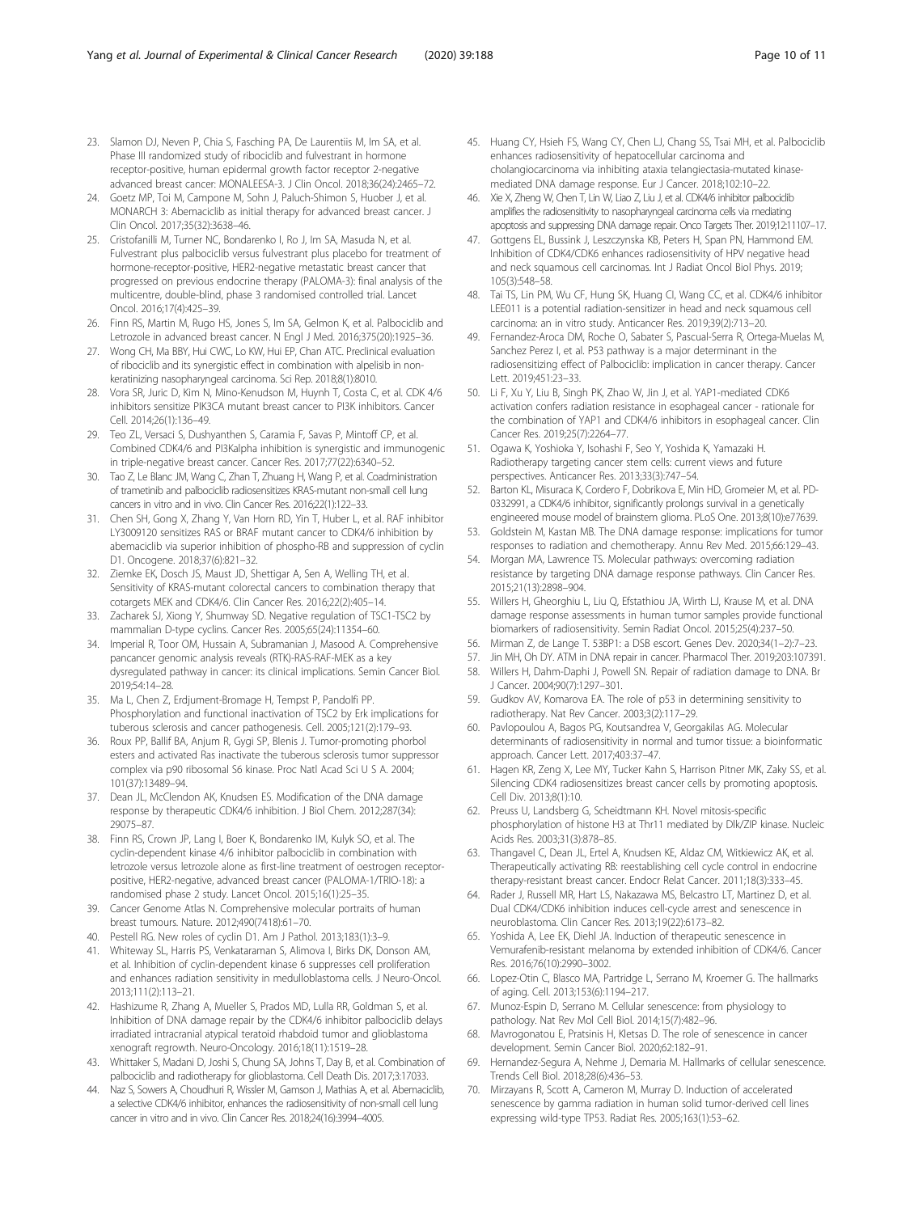23. Slamon DJ, Neven P, Chia S, Fasching PA, De Laurentiis M, Im SA, et al. Phase III randomized study of ribociclib and fulvestrant in hormone receptor-positive, human epidermal growth factor receptor 2-negative advanced breast cancer: MONALEESA-3. J Clin Oncol. 2018;36(24):2465–72.
24. Goetz MP, Toi M, Campone M, Sohn J, Paluch-Shimon S, Huober J, et al. MONARCH 3: Abemaciclib as initial therapy for advanced breast cancer. J Clin Oncol. 2017;35(32):3638–46.
25. Cristofanilli M, Turner NC, Bondarenko I, Ro J, Im SA, Masuda N, et al. Fulvestrant plus palbociclib versus fulvestrant plus placebo for treatment of hormone-receptor-positive, HER2-negative metastatic breast cancer that progressed on previous endocrine therapy (PALOMA-3): final analysis of the multicentre, double-blind, phase 3 randomised controlled trial. Lancet Oncol. 2016;17(4):425–39.
26. Finn RS, Martin M, Rugo HS, Jones S, Im SA, Gelmon K, et al. Palbociclib and Letrozole in advanced breast cancer. N Engl J Med. 2016;375(20):1925–36.
27. Wong CH, Ma BBY, Hui CWC, Lo KW, Hui EP, Chan ATC. Preclinical evaluation of ribociclib and its synergistic effect in combination with alpelisib in non-keratinizing nasopharyngeal carcinoma. Sci Rep. 2018;8(1):8010.
28. Vora SR, Juric D, Kim N, Mino-Kenudson M, Huynh T, Costa C, et al. CDK 4/6 inhibitors sensitize PIK3CA mutant breast cancer to PI3K inhibitors. Cancer Cell. 2014;26(1):136–49.
29. Teo ZL, Versaci S, Dushyanthen S, Caramia F, Savas P, Mintoff CP, et al. Combined CDK4/6 and PI3Kalpha inhibition is synergistic and immunogenic in triple-negative breast cancer. Cancer Res. 2017;77(22):6340–52.
30. Tao Z, Le Blanc JM, Wang C, Zhan T, Zhuang H, Wang P, et al. Coadministration of trametinib and palbociclib radiosensitizes KRAS-mutant non-small cell lung cancers in vitro and in vivo. Clin Cancer Res. 2016;22(1):122–33.
31. Chen SH, Gong X, Zhang Y, Van Horn RD, Yin T, Huber L, et al. RAF inhibitor LY3009120 sensitizes RAS or BRAF mutant cancer to CDK4/6 inhibition by abemaciclib via superior inhibition of phospho-RB and suppression of cyclin D1. Oncogene. 2018;37(6):821–32.
32. Ziemke EK, Dosch JS, Maust JD, Shettigar A, Sen A, Welling TH, et al. Sensitivity of KRAS-mutant colorectal cancers to combination therapy that cotargets MEK and CDK4/6. Clin Cancer Res. 2016;22(2):405–14.
33. Zacharek SJ, Xiong Y, Shumway SD. Negative regulation of TSC1-TSC2 by mammalian D-type cyclins. Cancer Res. 2005;65(24):11354–60.
34. Imperial R, Toor OM, Hussain A, Subramanian J, Masood A. Comprehensive pancancer genomic analysis reveals (RTK)-RAS-RAF-MEK as a key dysregulated pathway in cancer: its clinical implications. Semin Cancer Biol. 2019;54:14–28.
35. Ma L, Chen Z, Erdjument-Bromage H, Tempst P, Pandolfi PP. Phosphorylation and functional inactivation of TSC2 by Erk implications for tuberous sclerosis and cancer pathogenesis. Cell. 2005;121(2):179–93.
36. Roux PP, Ballif BA, Anjum R, Gygi SP, Blenis J. Tumor-promoting phorbol esters and activated Ras inactivate the tuberous sclerosis tumor suppressor complex via p90 ribosomal S6 kinase. Proc Natl Acad Sci U S A. 2004; 101(37):13489–94.
37. Dean JL, McClendon AK, Knudsen ES. Modification of the DNA damage response by therapeutic CDK4/6 inhibition. J Biol Chem. 2012;287(34): 29075–87.
38. Finn RS, Crown JP, Lang I, Boer K, Bondarenko IM, Kulyk SO, et al. The cyclin-dependent kinase 4/6 inhibitor palbociclib in combination with letrozole versus letrozole alone as first-line treatment of oestrogen receptor-positive, HER2-negative, advanced breast cancer (PALOMA-1/TRIO-18): a randomised phase 2 study. Lancet Oncol. 2015;16(1):25–35.
39. Cancer Genome Atlas N. Comprehensive molecular portraits of human breast tumours. Nature. 2012;490(7418):61–70.
40. Pestell RG. New roles of cyclin D1. Am J Pathol. 2013;183(1):3–9.
41. Whiteway SL, Harris PS, Venkataraman S, Alimova I, Birks DK, Donson AM, et al. Inhibition of cyclin-dependent kinase 6 suppresses cell proliferation and enhances radiation sensitivity in medulloblastoma cells. J Neuro-Oncol. 2013;111(2):113–21.
42. Hashizume R, Zhang A, Mueller S, Prados MD, Lulla RR, Goldman S, et al. Inhibition of DNA damage repair by the CDK4/6 inhibitor palbociclib delays irradiated intracranial atypical teratoid rhabdoid tumor and glioblastoma xenograft regrowth. Neuro-Oncology. 2016;18(11):1519–28.
43. Whittaker S, Madani D, Joshi S, Chung SA, Johns T, Day B, et al. Combination of palbociclib and radiotherapy for glioblastoma. Cell Death Dis. 2017;3:17033.
44. Naz S, Sowers A, Choudhuri R, Wissler M, Gamson J, Mathias A, et al. Abemaciclib, a selective CDK4/6 inhibitor, enhances the radiosensitivity of non-small cell lung cancer in vitro and in vivo. Clin Cancer Res. 2018;24(16):3994–4005.
45. Huang CY, Hsieh FS, Wang CY, Chen LJ, Chang SS, Tsai MH, et al. Palbociclib enhances radiosensitivity of hepatocellular carcinoma and cholangiocarcinoma via inhibiting ataxia telangiectasia-mutated kinase-mediated DNA damage response. Eur J Cancer. 2018;102:10–22.
46. Xie X, Zheng W, Chen T, Lin W, Liao Z, Liu J, et al. CDK4/6 inhibitor palbociclib amplifies the radiosensitivity to nasopharyngeal carcinoma cells via mediating apoptosis and suppressing DNA damage repair. Onco Targets Ther. 2019;12:11107–17.
47. Gottgens EL, Bussink J, Leszczynska KB, Peters H, Span PN, Hammond EM. Inhibition of CDK4/CDK6 enhances radiosensitivity of HPV negative head and neck squamous cell carcinomas. Int J Radiat Oncol Biol Phys. 2019; 105(3):548–58.
48. Tai TS, Lin PM, Wu CF, Hung SK, Huang CI, Wang CC, et al. CDK4/6 inhibitor LEE011 is a potential radiation-sensitizer in head and neck squamous cell carcinoma: an in vitro study. Anticancer Res. 2019;39(2):713–20.
49. Fernandez-Aroca DM, Roche O, Sabater S, Pascual-Serra R, Ortega-Muelas M, Sanchez Perez I, et al. P53 pathway is a major determinant in the radiosensitizing effect of Palbociclib: implication in cancer therapy. Cancer Lett. 2019;451:23–33.
50. Li F, Xu Y, Liu B, Singh PK, Zhao W, Jin J, et al. YAP1-mediated CDK6 activation confers radiation resistance in esophageal cancer - rationale for the combination of YAP1 and CDK4/6 inhibitors in esophageal cancer. Clin Cancer Res. 2019;25(7):2264–77.
51. Ogawa K, Yoshioka Y, Isohashi F, Seo Y, Yoshida K, Yamazaki H. Radiotherapy targeting cancer stem cells: current views and future perspectives. Anticancer Res. 2013;33(3):747–54.
52. Barton KL, Misuraca K, Cordero F, Dobrikova E, Min HD, Gromeier M, et al. PD-0332991, a CDK4/6 inhibitor, significantly prolongs survival in a genetically engineered mouse model of brainstem glioma. PLoS One. 2013;8(10):e77639.
53. Goldstein M, Kastan MB. The DNA damage response: implications for tumor responses to radiation and chemotherapy. Annu Rev Med. 2015;66:129–43.
54. Morgan MA, Lawrence TS. Molecular pathways: overcoming radiation resistance by targeting DNA damage response pathways. Clin Cancer Res. 2015;21(13):2898–904.
55. Willers H, Gheorghiu L, Liu Q, Efstathiou JA, Wirth LJ, Krause M, et al. DNA damage response assessments in human tumor samples provide functional biomarkers of radiosensitivity. Semin Radiat Oncol. 2015;25(4):237–50.
56. Mirman Z, de Lange T. 53BP1: a DSB escort. Genes Dev. 2020;34(1–2):7–23.
57. Jin MH, Oh DY. ATM in DNA repair in cancer. Pharmacol Ther. 2019;203:107391.
58. Willers H, Dahm-Daphi J, Powell SN. Repair of radiation damage to DNA. Br J Cancer. 2004;90(7):1297–301.
59. Gudkov AV, Komarova EA. The role of p53 in determining sensitivity to radiotherapy. Nat Rev Cancer. 2003;3(2):117–29.
60. Pavlopoulou A, Bagos PG, Koutsandrea V, Georgakilas AG. Molecular determinants of radiosensitivity in normal and tumor tissue: a bioinformatic approach. Cancer Lett. 2017;403:37–47.
61. Hagen KR, Zeng X, Lee MY, Tucker Kahn S, Harrison Pitner MK, Zaky SS, et al. Silencing CDK4 radiosensitizes breast cancer cells by promoting apoptosis. Cell Div. 2013;8(1):10.
62. Preuss U, Landsberg G, Scheidtmann KH. Novel mitosis-specific phosphorylation of histone H3 at Thr11 mediated by Dlk/ZIP kinase. Nucleic Acids Res. 2003;31(3):878–85.
63. Thangavel C, Dean JL, Ertel A, Knudsen KE, Aldaz CM, Witkiewicz AK, et al. Therapeutically activating RB: reestablishing cell cycle control in endocrine therapy-resistant breast cancer. Endocr Relat Cancer. 2011;18(3):333–45.
64. Rader J, Russell MR, Hart LS, Nakazawa MS, Belcastro LT, Martinez D, et al. Dual CDK4/CDK6 inhibition induces cell-cycle arrest and senescence in neuroblastoma. Clin Cancer Res. 2013;19(22):6173–82.
65. Yoshida A, Lee EK, Diehl JA. Induction of therapeutic senescence in Vemurafenib-resistant melanoma by extended inhibition of CDK4/6. Cancer Res. 2016;76(10):2990–3002.
66. Lopez-Otin C, Blasco MA, Partridge L, Serrano M, Kroemer G. The hallmarks of aging. Cell. 2013;153(6):1194–217.
67. Munoz-Espin D, Serrano M. Cellular senescence: from physiology to pathology. Nat Rev Mol Cell Biol. 2014;15(7):482–96.
68. Mavrogonatou E, Pratsinis H, Kletsas D. The role of senescence in cancer development. Semin Cancer Biol. 2020;62:182–91.
69. Hernandez-Segura A, Nehme J, Demaria M. Hallmarks of cellular senescence. Trends Cell Biol. 2018;28(6):436–53.
70. Mirzayans R, Scott A, Cameron M, Murray D. Induction of accelerated senescence by gamma radiation in human solid tumor-derived cell lines expressing wild-type TP53. Radiat Res. 2005;163(1):53–62.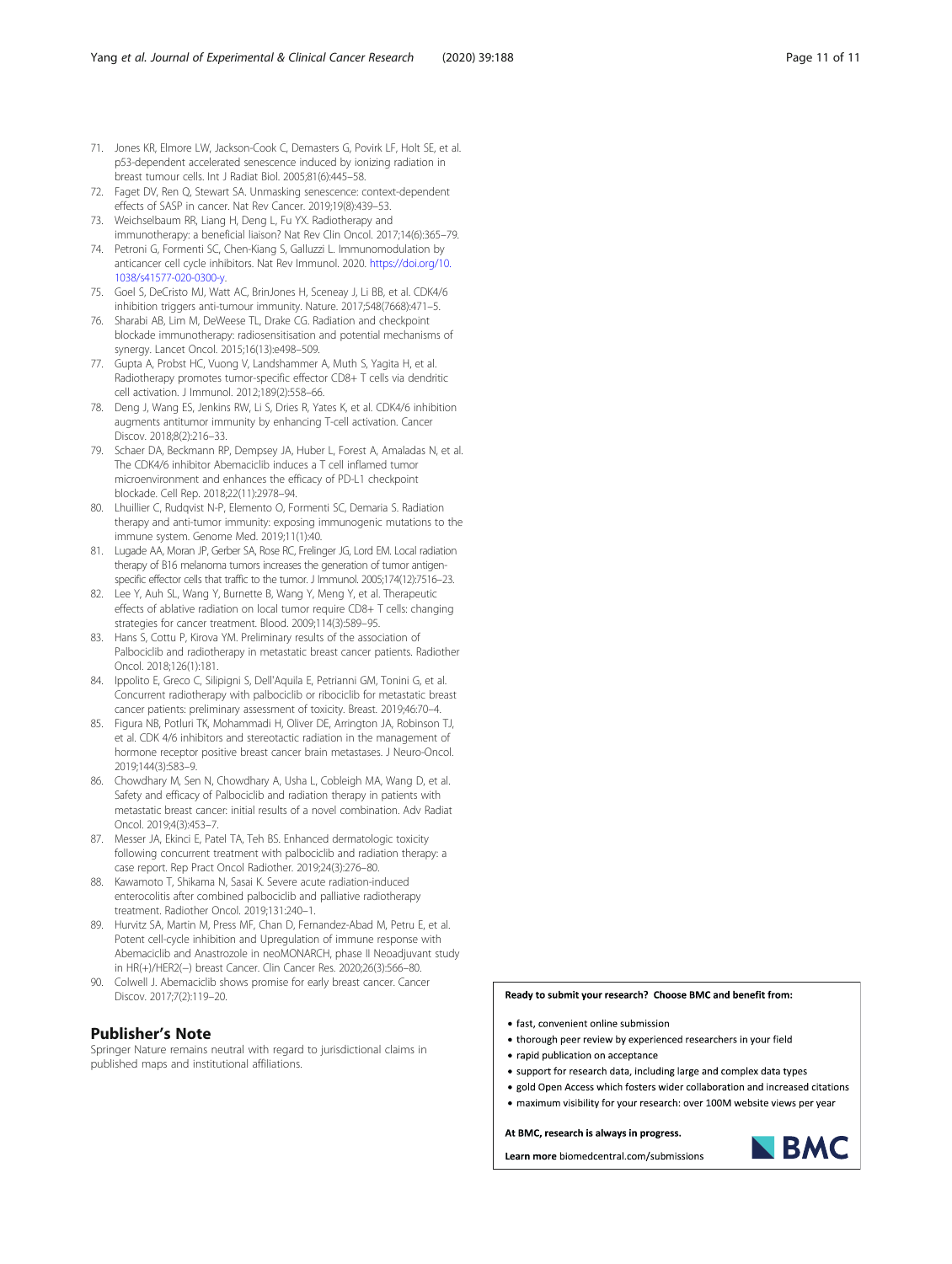71. Jones KR, Elmore LW, Jackson-Cook C, Demasters G, Povirk LF, Holt SE, et al. p53-dependent accelerated senescence induced by ionizing radiation in breast tumour cells. Int J Radiat Biol. 2005;81(6):445–58.
72. Faget DV, Ren Q, Stewart SA. Unmasking senescence: context-dependent effects of SASP in cancer. Nat Rev Cancer. 2019;19(8):439–53.
73. Weichselbaum RR, Liang H, Deng L, Fu YX. Radiotherapy and immunotherapy: a beneficial liaison? Nat Rev Clin Oncol. 2017;14(6):365–79.
74. Petroni G, Formenti SC, Chen-Kiang S, Galluzzi L. Immunomodulation by anticancer cell cycle inhibitors. Nat Rev Immunol. 2020. https://doi.org/10.1038/s41577-020-0300-y.
75. Goel S, DeCristo MJ, Watt AC, BrinJones H, Sceneay J, Li BB, et al. CDK4/6 inhibition triggers anti-tumour immunity. Nature. 2017;548(7668):471–5.
76. Sharabi AB, Lim M, DeWeese TL, Drake CG. Radiation and checkpoint blockade immunotherapy: radiosensitisation and potential mechanisms of synergy. Lancet Oncol. 2015;16(13):e498–509.
77. Gupta A, Probst HC, Vuong V, Landshammer A, Muth S, Yagita H, et al. Radiotherapy promotes tumor-specific effector CD8+ T cells via dendritic cell activation. J Immunol. 2012;189(2):558–66.
78. Deng J, Wang ES, Jenkins RW, Li S, Dries R, Yates K, et al. CDK4/6 inhibition augments antitumor immunity by enhancing T-cell activation. Cancer Discov. 2018;8(2):216–33.
79. Schaer DA, Beckmann RP, Dempsey JA, Huber L, Forest A, Amaladas N, et al. The CDK4/6 inhibitor Abemaciclib induces a T cell inflamed tumor microenvironment and enhances the efficacy of PD-L1 checkpoint blockade. Cell Rep. 2018;22(11):2978–94.
80. Lhuillier C, Rudqvist N-P, Elemento O, Formenti SC, Demaria S. Radiation therapy and anti-tumor immunity: exposing immunogenic mutations to the immune system. Genome Med. 2019;11(1):40.
81. Lugade AA, Moran JP, Gerber SA, Rose RC, Frelinger JG, Lord EM. Local radiation therapy of B16 melanoma tumors increases the generation of tumor antigen-specific effector cells that traffic to the tumor. J Immunol. 2005;174(12):7516–23.
82. Lee Y, Auh SL, Wang Y, Burnette B, Wang Y, Meng Y, et al. Therapeutic effects of ablative radiation on local tumor require CD8+ T cells: changing strategies for cancer treatment. Blood. 2009;114(3):589–95.
83. Hans S, Cottu P, Kirova YM. Preliminary results of the association of Palbociclib and radiotherapy in metastatic breast cancer patients. Radiother Oncol. 2018;126(1):181.
84. Ippolito E, Greco C, Silipigni S, Dell'Aquila E, Petrianni GM, Tonini G, et al. Concurrent radiotherapy with palbociclib or ribociclib for metastatic breast cancer patients: preliminary assessment of toxicity. Breast. 2019;46:70–4.
85. Figura NB, Potluri TK, Mohammadi H, Oliver DE, Arrington JA, Robinson TJ, et al. CDK 4/6 inhibitors and stereotactic radiation in the management of hormone receptor positive breast cancer brain metastases. J Neuro-Oncol. 2019;144(3):583–9.
86. Chowdhary M, Sen N, Chowdhary A, Usha L, Cobleigh MA, Wang D, et al. Safety and efficacy of Palbociclib and radiation therapy in patients with metastatic breast cancer: initial results of a novel combination. Adv Radiat Oncol. 2019;4(3):453–7.
87. Messer JA, Ekinci E, Patel TA, Teh BS. Enhanced dermatologic toxicity following concurrent treatment with palbociclib and radiation therapy: a case report. Rep Pract Oncol Radiother. 2019;24(3):276–80.
88. Kawamoto T, Shikama N, Sasai K. Severe acute radiation-induced enterocolitis after combined palbociclib and palliative radiotherapy treatment. Radiother Oncol. 2019;131:240–1.
89. Hurvitz SA, Martin M, Press MF, Chan D, Fernandez-Abad M, Petru E, et al. Potent cell-cycle inhibition and Upregulation of immune response with Abemaciclib and Anastrozole in neoMONARCH, phase II Neoadjuvant study in HR(+)/HER2(−) breast Cancer. Clin Cancer Res. 2020;26(3):566–80.
90. Colwell J. Abemaciclib shows promise for early breast cancer. Cancer Discov. 2017;7(2):119–20.

## Publisher's Note

Springer Nature remains neutral with regard to jurisdictional claims in published maps and institutional affiliations.

**Ready to submit your research? Choose BMC and benefit from:**

- fast, convenient online submission
- thorough peer review by experienced researchers in your field
- rapid publication on acceptance
- support for research data, including large and complex data types
- gold Open Access which fosters wider collaboration and increased citations
- maximum visibility for your research: over 100M website views per year

**At BMC, research is always in progress.**

**Learn more** biomedcentral.com/submissions

BMC